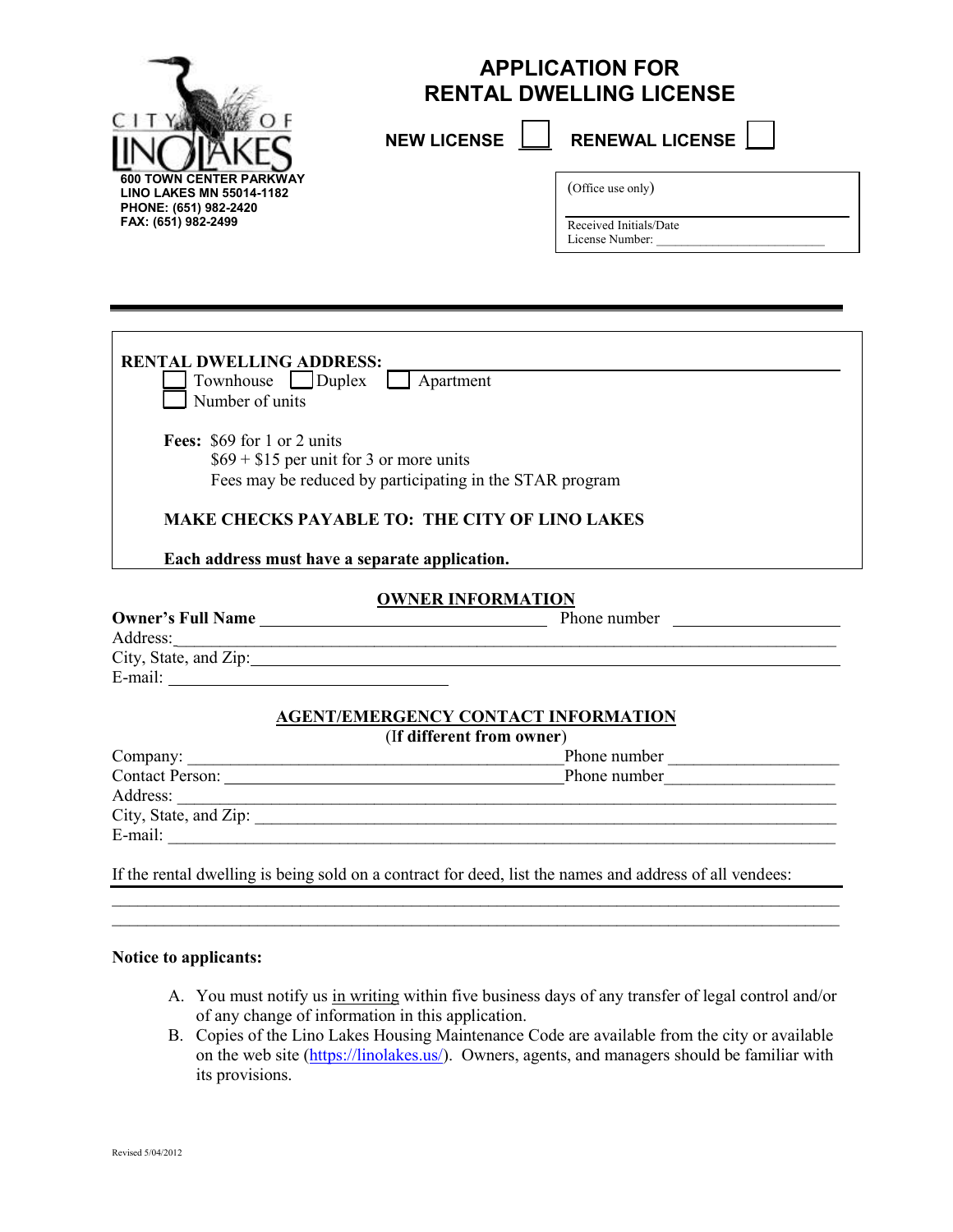CITY OF LINO LAKES

600 TOWN CENTER PARKWAY
LINO LAKES MN 55014-1182
PHONE: (651) 982-2420
FAX: (651) 982-2499

# APPLICATION FOR RENTAL DWELLING LICENSE

**NEW LICENSE** ☐ **RENEWAL LICENSE** ☐

(Office use only)

Received Initials/Date
License Number: ______________________

---

**RENTAL DWELLING ADDRESS:** ____________________________________________

☐ Townhouse ☐ Duplex ☐ Apartment
☐ Number of units

**Fees:** $69 for 1 or 2 units
$69 + $15 per unit for 3 or more units
Fees may be reduced by participating in the STAR program

**MAKE CHECKS PAYABLE TO: THE CITY OF LINO LAKES**

**Each address must have a separate application.**

## OWNER INFORMATION

**Owner's Full Name** ______________________________ Phone number ________________
Address: ____________________________________________________________
City, State, and Zip: ____________________________________________________
E-mail: ______________________________

## AGENT/EMERGENCY CONTACT INFORMATION

(**If different from owner**)

Company: ________________________________________ Phone number ________________
Contact Person: ___________________________________ Phone number ________________
Address: ____________________________________________________________
City, State, and Zip: ____________________________________________________
E-mail: ____________________________________________________________

If the rental dwelling is being sold on a contract for deed, list the names and address of all vendees:
______________________________________________________________________________
______________________________________________________________________________
______________________________________________________________________________

**Notice to applicants:**

A. You must notify us in writing within five business days of any transfer of legal control and/or of any change of information in this application.
B. Copies of the Lino Lakes Housing Maintenance Code are available from the city or available on the web site (https://linolakes.us/). Owners, agents, and managers should be familiar with its provisions.

Revised 5/04/2012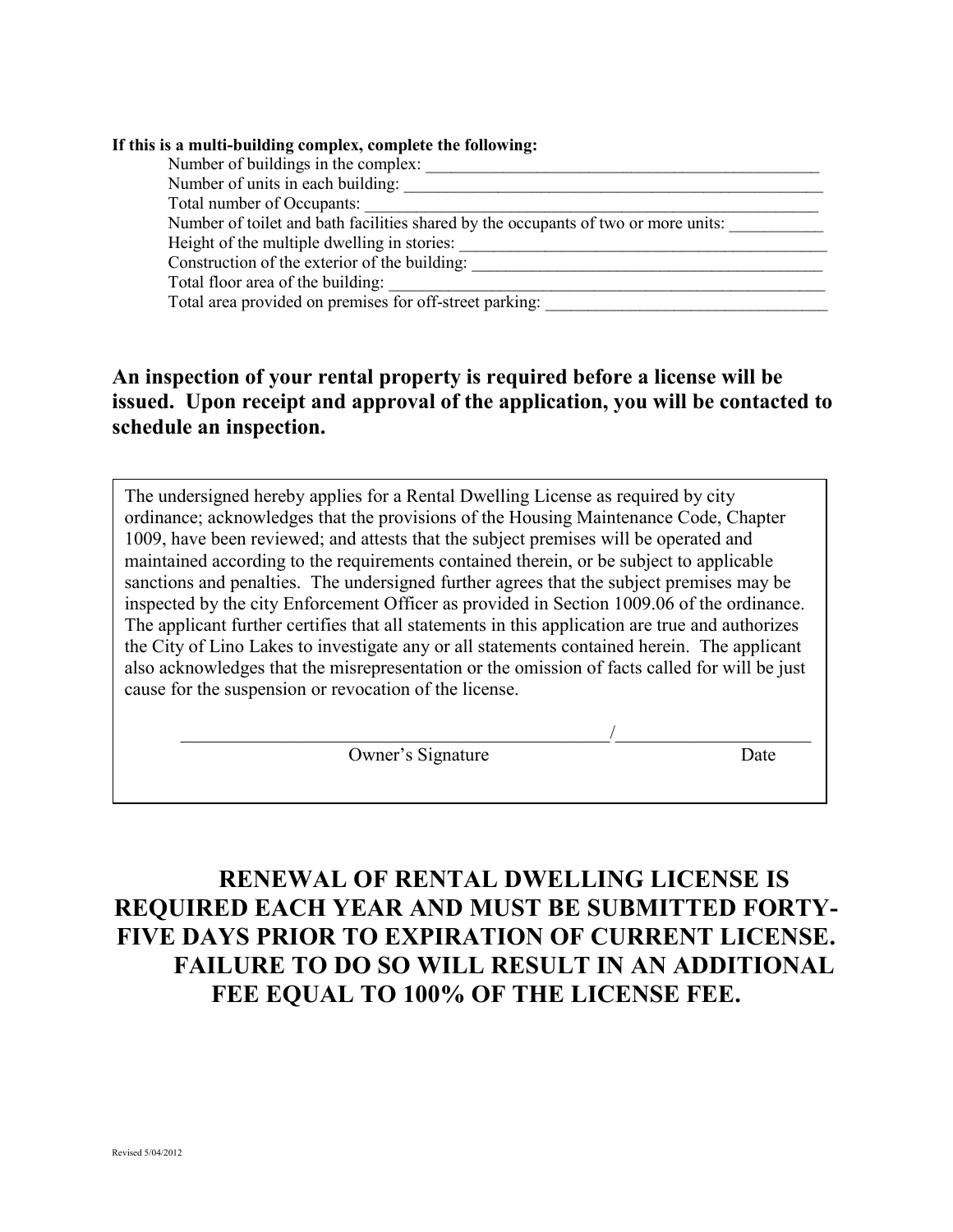**If this is a multi-building complex, complete the following:**

Number of buildings in the complex: ______________________________________________

Number of units in each building: ________________________________________________

Total number of Occupants: _____________________________________________________

Number of toilet and bath facilities shared by the occupants of two or more units: ___________

Height of the multiple dwelling in stories: __________________________________________

Construction of the exterior of the building: ________________________________________

Total floor area of the building: _________________________________________________

Total area provided on premises for off-street parking: _________________________________

**An inspection of your rental property is required before a license will be issued. Upon receipt and approval of the application, you will be contacted to schedule an inspection.**

The undersigned hereby applies for a Rental Dwelling License as required by city ordinance; acknowledges that the provisions of the Housing Maintenance Code, Chapter 1009, have been reviewed; and attests that the subject premises will be operated and maintained according to the requirements contained therein, or be subject to applicable sanctions and penalties. The undersigned further agrees that the subject premises may be inspected by the city Enforcement Officer as provided in Section 1009.06 of the ordinance. The applicant further certifies that all statements in this application are true and authorizes the City of Lino Lakes to investigate any or all statements contained herein. The applicant also acknowledges that the misrepresentation or the omission of facts called for will be just cause for the suspension or revocation of the license.

_______________________________________________/_____________________

Owner's Signature Date

**RENEWAL OF RENTAL DWELLING LICENSE IS REQUIRED EACH YEAR AND MUST BE SUBMITTED FORTY-FIVE DAYS PRIOR TO EXPIRATION OF CURRENT LICENSE. FAILURE TO DO SO WILL RESULT IN AN ADDITIONAL FEE EQUAL TO 100% OF THE LICENSE FEE.**

Revised 5/04/2012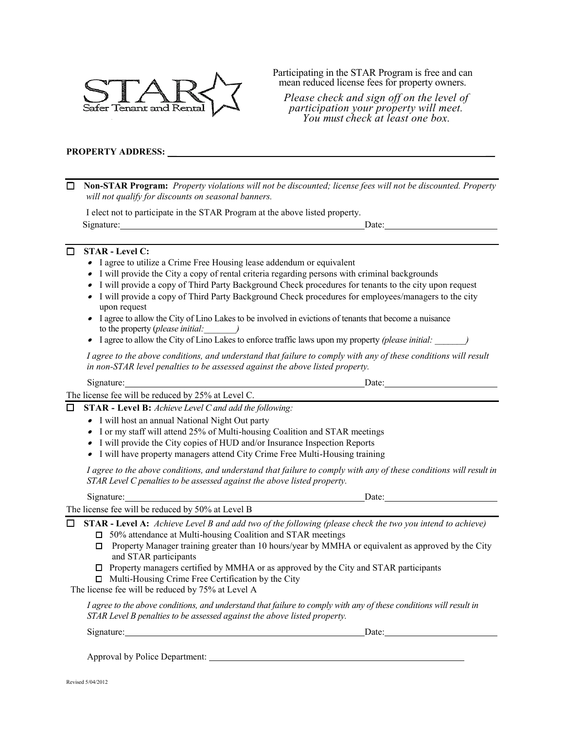STAR
Safer Tenant and Rental

Participating in the STAR Program is free and can mean reduced license fees for property owners.

*Please check and sign off on the level of participation your property will meet. You must check at least one box.*

**PROPERTY ADDRESS:** ______________________________________________

---

☐ **Non-STAR Program:** *Property violations will not be discounted; license fees will not be discounted. Property will not qualify for discounts on seasonal banners.*

I elect not to participate in the STAR Program at the above listed property.

Signature:______________________________ Date:______________

---

☐ **STAR - Level C:**

- I agree to utilize a Crime Free Housing lease addendum or equivalent
- I will provide the City a copy of rental criteria regarding persons with criminal backgrounds
- I will provide a copy of Third Party Background Check procedures for tenants to the city upon request
- I will provide a copy of Third Party Background Check procedures for employees/managers to the city upon request
- I agree to allow the City of Lino Lakes to be involved in evictions of tenants that become a nuisance to the property (*please initial:_______)*
- I agree to allow the City of Lino Lakes to enforce traffic laws upon my property *(please initial: _______)*

*I agree to the above conditions, and understand that failure to comply with any of these conditions will result in non-STAR level penalties to be assessed against the above listed property.*

Signature:______________________________ Date:______________

The license fee will be reduced by 25% at Level C.

---

☐ **STAR - Level B:** *Achieve Level C and add the following:*

- I will host an annual National Night Out party
- I or my staff will attend 25% of Multi-housing Coalition and STAR meetings
- I will provide the City copies of HUD and/or Insurance Inspection Reports
- I will have property managers attend City Crime Free Multi-Housing training

*I agree to the above conditions, and understand that failure to comply with any of these conditions will result in STAR Level C penalties to be assessed against the above listed property.*

Signature:______________________________ Date:______________

The license fee will be reduced by 50% at Level B

---

☐ **STAR - Level A:** *Achieve Level B and add two of the following (please check the two you intend to achieve)*

- ☐ 50% attendance at Multi-housing Coalition and STAR meetings
- ☐ Property Manager training greater than 10 hours/year by MMHA or equivalent as approved by the City and STAR participants
- ☐ Property managers certified by MMHA or as approved by the City and STAR participants
- ☐ Multi-Housing Crime Free Certification by the City

The license fee will be reduced by 75% at Level A

*I agree to the above conditions, and understand that failure to comply with any of these conditions will result in STAR Level B penalties to be assessed against the above listed property.*

Signature:______________________________ Date:______________

Approval by Police Department: ______________________________

Revised 5/04/2012